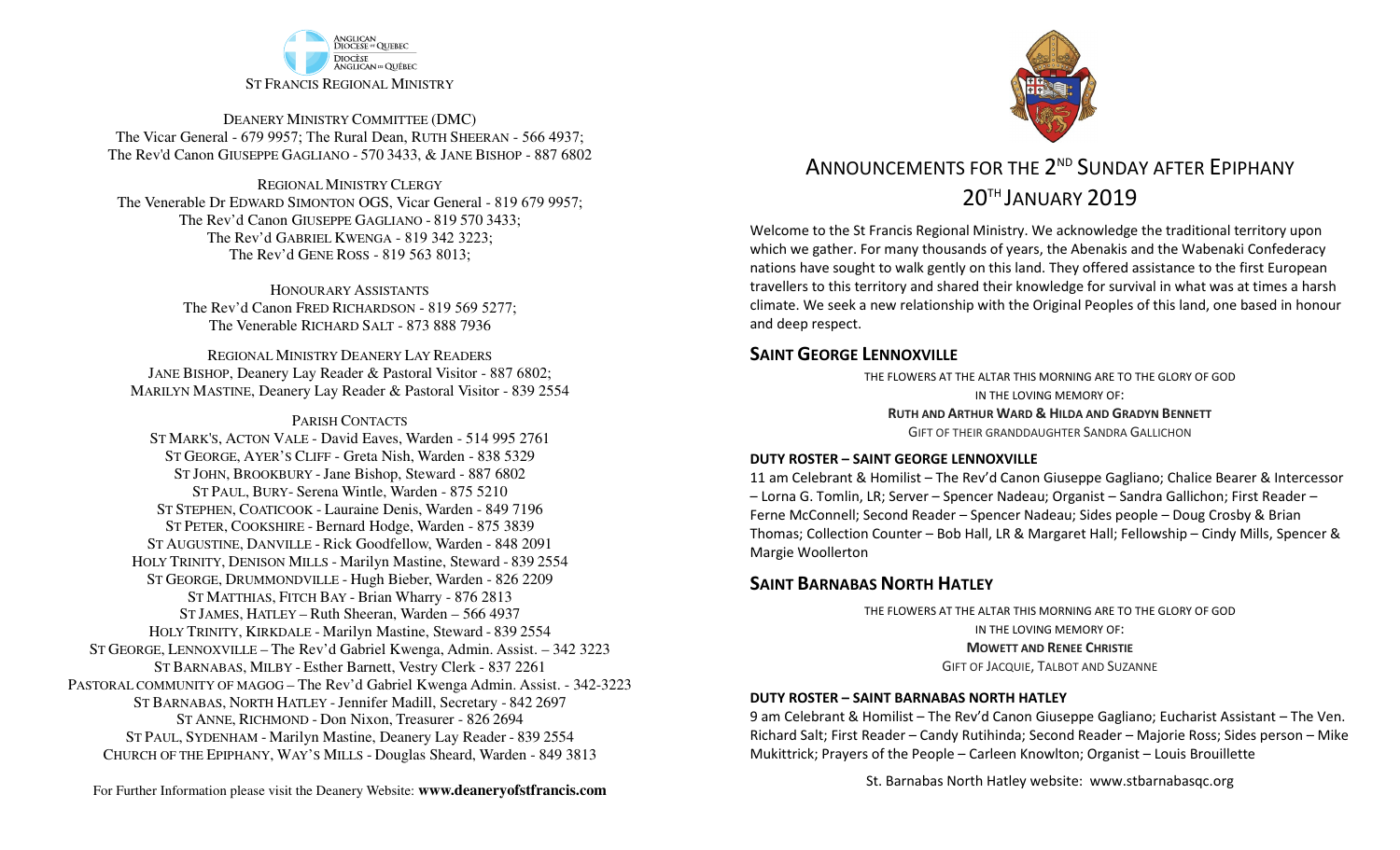ANGLICAN DIOCESE of QUEBEC
DIOCÈSE ANGLICAN du QUÉBEC

ST FRANCIS REGIONAL MINISTRY

DEANERY MINISTRY COMMITTEE (DMC)
The Vicar General - 679 9957; The Rural Dean, RUTH SHEERAN - 566 4937;
The Rev'd Canon GIUSEPPE GAGLIANO - 570 3433, & JANE BISHOP - 887 6802

REGIONAL MINISTRY CLERGY
The Venerable Dr EDWARD SIMONTON OGS, Vicar General - 819 679 9957;
The Rev'd Canon GIUSEPPE GAGLIANO - 819 570 3433;
The Rev'd GABRIEL KWENGA - 819 342 3223;
The Rev'd GENE ROSS - 819 563 8013;

HONOURARY ASSISTANTS
The Rev'd Canon FRED RICHARDSON - 819 569 5277;
The Venerable RICHARD SALT - 873 888 7936

REGIONAL MINISTRY DEANERY LAY READERS
JANE BISHOP, Deanery Lay Reader & Pastoral Visitor - 887 6802;
MARILYN MASTINE, Deanery Lay Reader & Pastoral Visitor - 839 2554

PARISH CONTACTS
ST MARK'S, ACTON VALE - David Eaves, Warden - 514 995 2761
ST GEORGE, AYER'S CLIFF - Greta Nish, Warden - 838 5329
ST JOHN, BROOKBURY - Jane Bishop, Steward - 887 6802
ST PAUL, BURY- Serena Wintle, Warden - 875 5210
ST STEPHEN, COATICOOK - Lauraine Denis, Warden - 849 7196
ST PETER, COOKSHIRE - Bernard Hodge, Warden - 875 3839
ST AUGUSTINE, DANVILLE - Rick Goodfellow, Warden - 848 2091
HOLY TRINITY, DENISON MILLS - Marilyn Mastine, Steward - 839 2554
ST GEORGE, DRUMMONDVILLE - Hugh Bieber, Warden - 826 2209
ST MATTHIAS, FITCH BAY - Brian Wharry - 876 2813
ST JAMES, HATLEY – Ruth Sheeran, Warden – 566 4937
HOLY TRINITY, KIRKDALE - Marilyn Mastine, Steward - 839 2554
ST GEORGE, LENNOXVILLE – The Rev'd Gabriel Kwenga, Admin. Assist. – 342 3223
ST BARNABAS, MILBY - Esther Barnett, Vestry Clerk - 837 2261
PASTORAL COMMUNITY OF MAGOG – The Rev'd Gabriel Kwenga Admin. Assist. - 342-3223
ST BARNABAS, NORTH HATLEY - Jennifer Madill, Secretary - 842 2697
ST ANNE, RICHMOND - Don Nixon, Treasurer - 826 2694
ST PAUL, SYDENHAM - Marilyn Mastine, Deanery Lay Reader - 839 2554
CHURCH OF THE EPIPHANY, WAY'S MILLS - Douglas Sheard, Warden - 849 3813

For Further Information please visit the Deanery Website: **www.deaneryofstfrancis.com**

# ANNOUNCEMENTS FOR THE 2ND SUNDAY AFTER EPIPHANY 20TH JANUARY 2019

Welcome to the St Francis Regional Ministry. We acknowledge the traditional territory upon which we gather. For many thousands of years, the Abenakis and the Wabenaki Confederacy nations have sought to walk gently on this land. They offered assistance to the first European travellers to this territory and shared their knowledge for survival in what was at times a harsh climate. We seek a new relationship with the Original Peoples of this land, one based in honour and deep respect.

## SAINT GEORGE LENNOXVILLE

THE FLOWERS AT THE ALTAR THIS MORNING ARE TO THE GLORY OF GOD
IN THE LOVING MEMORY OF:
**RUTH AND ARTHUR WARD & HILDA AND GRADYN BENNETT**
GIFT OF THEIR GRANDDAUGHTER SANDRA GALLICHON

### DUTY ROSTER – SAINT GEORGE LENNOXVILLE

11 am Celebrant & Homilist – The Rev'd Canon Giuseppe Gagliano; Chalice Bearer & Intercessor – Lorna G. Tomlin, LR; Server – Spencer Nadeau; Organist – Sandra Gallichon; First Reader – Ferne McConnell; Second Reader – Spencer Nadeau; Sides people – Doug Crosby & Brian Thomas; Collection Counter – Bob Hall, LR & Margaret Hall; Fellowship – Cindy Mills, Spencer & Margie Woollerton

## SAINT BARNABAS NORTH HATLEY

THE FLOWERS AT THE ALTAR THIS MORNING ARE TO THE GLORY OF GOD
IN THE LOVING MEMORY OF:
**MOWETT AND RENEE CHRISTIE**
GIFT OF JACQUIE, TALBOT AND SUZANNE

### DUTY ROSTER – SAINT BARNABAS NORTH HATLEY

9 am Celebrant & Homilist – The Rev'd Canon Giuseppe Gagliano; Eucharist Assistant – The Ven. Richard Salt; First Reader – Candy Rutihinda; Second Reader – Majorie Ross; Sides person – Mike Mukittrick; Prayers of the People – Carleen Knowlton; Organist – Louis Brouillette

St. Barnabas North Hatley website: www.stbarnabasqc.org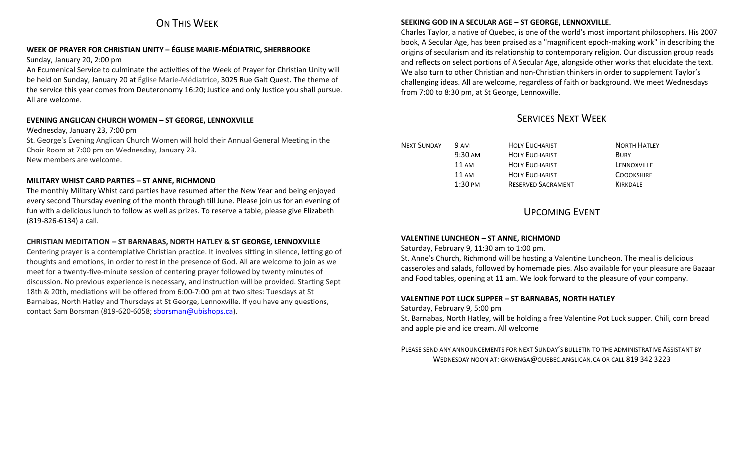## On This Week

**WEEK OF PRAYER FOR CHRISTIAN UNITY – ÉGLISE MARIE-MÉDIATRIC, SHERBROOKE**

Sunday, January 20, 2:00 pm

An Ecumenical Service to culminate the activities of the Week of Prayer for Christian Unity will be held on Sunday, January 20 at Église Marie-Médiatrice, 3025 Rue Galt Quest. The theme of the service this year comes from Deuteronomy 16:20; Justice and only Justice you shall pursue. All are welcome.

**EVENING ANGLICAN CHURCH WOMEN – ST GEORGE, LENNOXVILLE**

Wednesday, January 23, 7:00 pm

St. George's Evening Anglican Church Women will hold their Annual General Meeting in the Choir Room at 7:00 pm on Wednesday, January 23.
New members are welcome.

**MILITARY WHIST CARD PARTIES – ST ANNE, RICHMOND**

The monthly Military Whist card parties have resumed after the New Year and being enjoyed every second Thursday evening of the month through till June. Please join us for an evening of fun with a delicious lunch to follow as well as prizes. To reserve a table, please give Elizabeth (819-826-6134) a call.

**CHRISTIAN MEDITATION – ST BARNABAS, NORTH HATLEY & ST GEORGE, LENNOXVILLE**

Centering prayer is a contemplative Christian practice. It involves sitting in silence, letting go of thoughts and emotions, in order to rest in the presence of God. All are welcome to join as we meet for a twenty-five-minute session of centering prayer followed by twenty minutes of discussion. No previous experience is necessary, and instruction will be provided. Starting Sept 18th & 20th, mediations will be offered from 6:00-7:00 pm at two sites: Tuesdays at St Barnabas, North Hatley and Thursdays at St George, Lennoxville. If you have any questions, contact Sam Borsman (819-620-6058; sborsman@ubishops.ca).

**SEEKING GOD IN A SECULAR AGE – ST GEORGE, LENNOXVILLE.**

Charles Taylor, a native of Quebec, is one of the world's most important philosophers. His 2007 book, A Secular Age, has been praised as a "magnificent epoch-making work" in describing the origins of secularism and its relationship to contemporary religion. Our discussion group reads and reflects on select portions of A Secular Age, alongside other works that elucidate the text. We also turn to other Christian and non-Christian thinkers in order to supplement Taylor's challenging ideas. All are welcome, regardless of faith or background. We meet Wednesdays from 7:00 to 8:30 pm, at St George, Lennoxville.

## Services Next Week

| | | | |
|---|---|---|---|
| Next Sunday | 9 AM | Holy Eucharist | North Hatley |
| | 9:30 AM | Holy Eucharist | Bury |
| | 11 AM | Holy Eucharist | Lennoxville |
| | 11 AM | Holy Eucharist | Coookshire |
| | 1:30 PM | Reserved Sacrament | Kirkdale |

## Upcoming Event

**VALENTINE LUNCHEON – ST ANNE, RICHMOND**

Saturday, February 9, 11:30 am to 1:00 pm.

St. Anne's Church, Richmond will be hosting a Valentine Luncheon. The meal is delicious casseroles and salads, followed by homemade pies. Also available for your pleasure are Bazaar and Food tables, opening at 11 am. We look forward to the pleasure of your company.

**VALENTINE POT LUCK SUPPER – ST BARNABAS, NORTH HATLEY**

Saturday, February 9, 5:00 pm

St. Barnabas, North Hatley, will be holding a free Valentine Pot Luck supper. Chili, corn bread and apple pie and ice cream. All welcome

PLEASE SEND ANY ANNOUNCEMENTS FOR NEXT SUNDAY'S BULLETIN TO THE ADMINISTRATIVE ASSISTANT BY WEDNESDAY NOON AT: GKWENGA@QUEBEC.ANGLICAN.CA OR CALL 819 342 3223